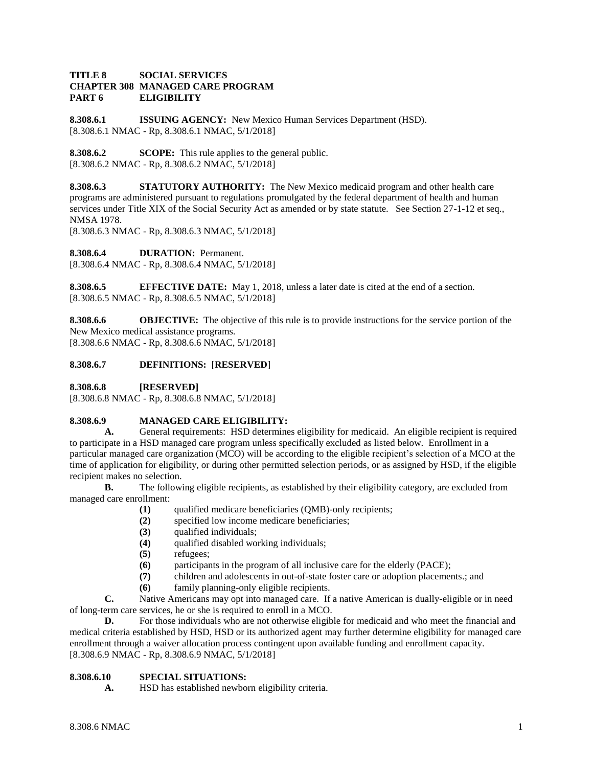**TITLE 8 SOCIAL SERVICES**
**CHAPTER 308 MANAGED CARE PROGRAM**
**PART 6 ELIGIBILITY**

**8.308.6.1 ISSUING AGENCY:** New Mexico Human Services Department (HSD).
[8.308.6.1 NMAC - Rp, 8.308.6.1 NMAC, 5/1/2018]

**8.308.6.2 SCOPE:** This rule applies to the general public.
[8.308.6.2 NMAC - Rp, 8.308.6.2 NMAC, 5/1/2018]

**8.308.6.3 STATUTORY AUTHORITY:** The New Mexico medicaid program and other health care programs are administered pursuant to regulations promulgated by the federal department of health and human services under Title XIX of the Social Security Act as amended or by state statute. See Section 27-1-12 et seq., NMSA 1978.
[8.308.6.3 NMAC - Rp, 8.308.6.3 NMAC, 5/1/2018]

**8.308.6.4 DURATION:** Permanent.
[8.308.6.4 NMAC - Rp, 8.308.6.4 NMAC, 5/1/2018]

**8.308.6.5 EFFECTIVE DATE:** May 1, 2018, unless a later date is cited at the end of a section.
[8.308.6.5 NMAC - Rp, 8.308.6.5 NMAC, 5/1/2018]

**8.308.6.6 OBJECTIVE:** The objective of this rule is to provide instructions for the service portion of the New Mexico medical assistance programs.
[8.308.6.6 NMAC - Rp, 8.308.6.6 NMAC, 5/1/2018]

**8.308.6.7 DEFINITIONS:** [**RESERVED**]

**8.308.6.8 [RESERVED]**
[8.308.6.8 NMAC - Rp, 8.308.6.8 NMAC, 5/1/2018]

**8.308.6.9 MANAGED CARE ELIGIBILITY:**

**A.** General requirements: HSD determines eligibility for medicaid. An eligible recipient is required to participate in a HSD managed care program unless specifically excluded as listed below. Enrollment in a particular managed care organization (MCO) will be according to the eligible recipient's selection of a MCO at the time of application for eligibility, or during other permitted selection periods, or as assigned by HSD, if the eligible recipient makes no selection.

**B.** The following eligible recipients, as established by their eligibility category, are excluded from managed care enrollment:

**(1)** qualified medicare beneficiaries (QMB)-only recipients;
**(2)** specified low income medicare beneficiaries;
**(3)** qualified individuals;
**(4)** qualified disabled working individuals;
**(5)** refugees;
**(6)** participants in the program of all inclusive care for the elderly (PACE);
**(7)** children and adolescents in out-of-state foster care or adoption placements.; and
**(6)** family planning-only eligible recipients.

**C.** Native Americans may opt into managed care. If a native American is dually-eligible or in need of long-term care services, he or she is required to enroll in a MCO.

**D.** For those individuals who are not otherwise eligible for medicaid and who meet the financial and medical criteria established by HSD, HSD or its authorized agent may further determine eligibility for managed care enrollment through a waiver allocation process contingent upon available funding and enrollment capacity.
[8.308.6.9 NMAC - Rp, 8.308.6.9 NMAC, 5/1/2018]

**8.308.6.10 SPECIAL SITUATIONS:**

**A.** HSD has established newborn eligibility criteria.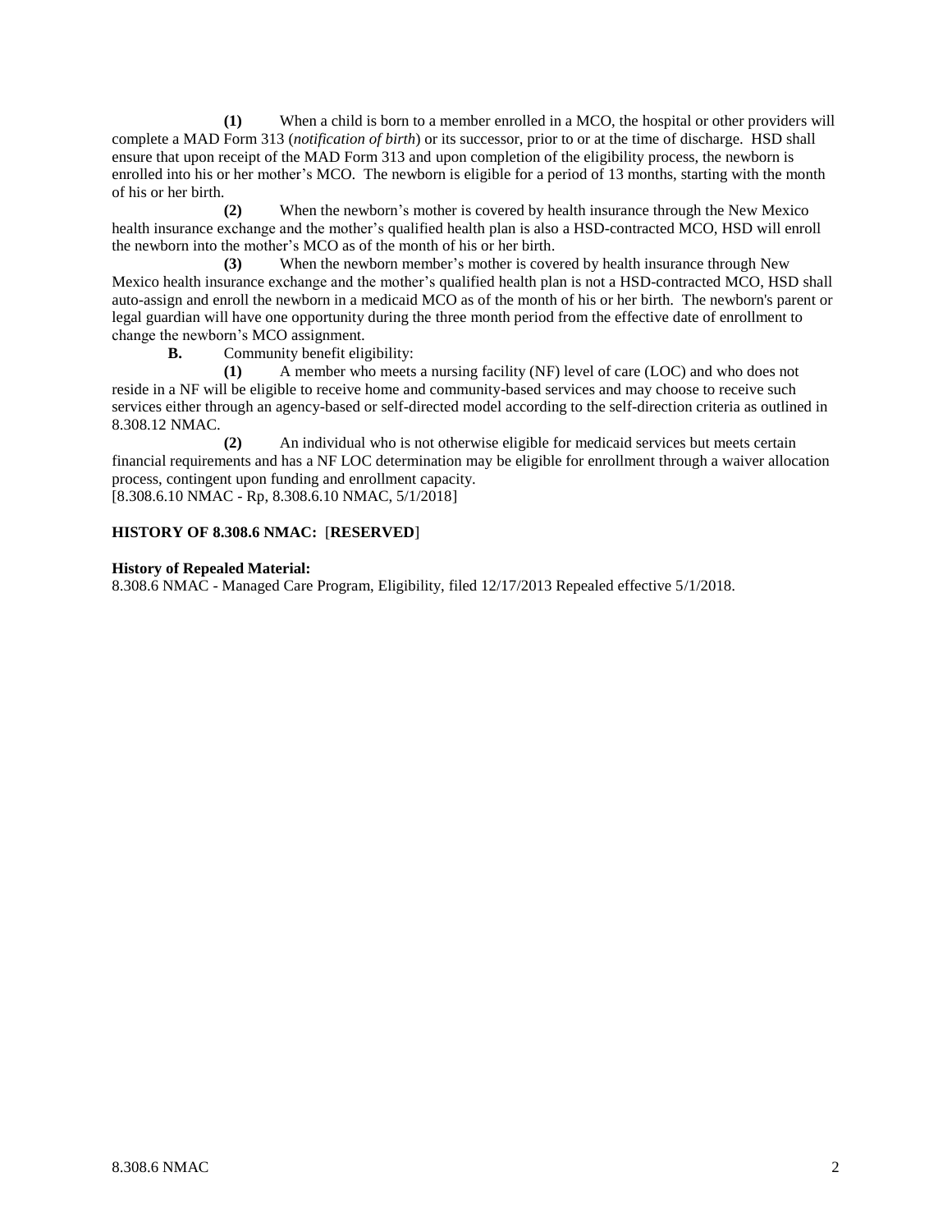**(1)** When a child is born to a member enrolled in a MCO, the hospital or other providers will complete a MAD Form 313 (*notification of birth*) or its successor, prior to or at the time of discharge. HSD shall ensure that upon receipt of the MAD Form 313 and upon completion of the eligibility process, the newborn is enrolled into his or her mother's MCO. The newborn is eligible for a period of 13 months, starting with the month of his or her birth.

**(2)** When the newborn's mother is covered by health insurance through the New Mexico health insurance exchange and the mother's qualified health plan is also a HSD-contracted MCO, HSD will enroll the newborn into the mother's MCO as of the month of his or her birth.

**(3)** When the newborn member's mother is covered by health insurance through New Mexico health insurance exchange and the mother's qualified health plan is not a HSD-contracted MCO, HSD shall auto-assign and enroll the newborn in a medicaid MCO as of the month of his or her birth. The newborn's parent or legal guardian will have one opportunity during the three month period from the effective date of enrollment to change the newborn's MCO assignment.

**B.** Community benefit eligibility:

**(1)** A member who meets a nursing facility (NF) level of care (LOC) and who does not reside in a NF will be eligible to receive home and community-based services and may choose to receive such services either through an agency-based or self-directed model according to the self-direction criteria as outlined in 8.308.12 NMAC.

**(2)** An individual who is not otherwise eligible for medicaid services but meets certain financial requirements and has a NF LOC determination may be eligible for enrollment through a waiver allocation process, contingent upon funding and enrollment capacity.

[8.308.6.10 NMAC - Rp, 8.308.6.10 NMAC, 5/1/2018]

**HISTORY OF 8.308.6 NMAC:** [**RESERVED**]

**History of Repealed Material:**

8.308.6 NMAC - Managed Care Program, Eligibility, filed 12/17/2013 Repealed effective 5/1/2018.